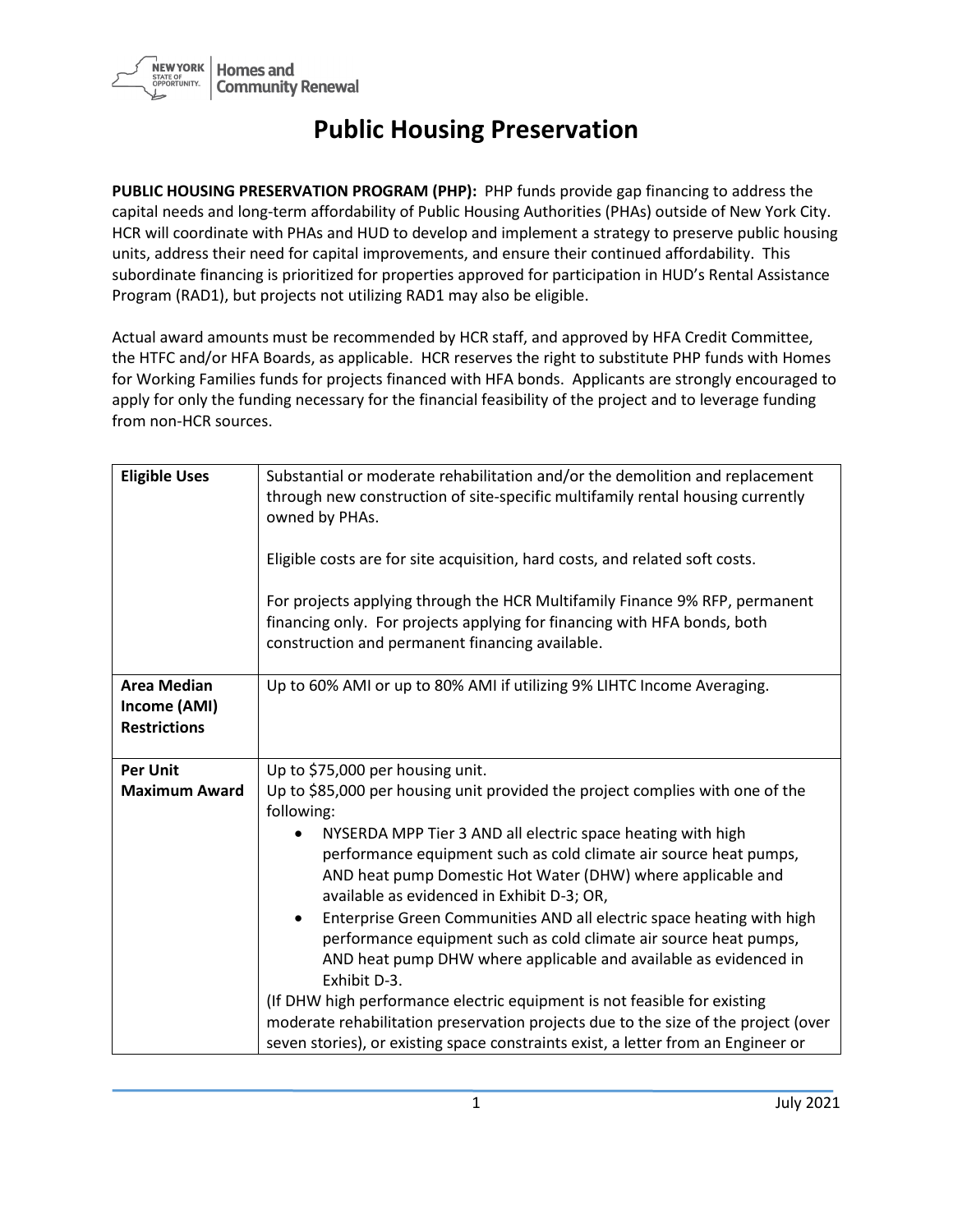# Public Housing Preservation

**PUBLIC HOUSING PRESERVATION PROGRAM (PHP):** PHP funds provide gap financing to address the capital needs and long-term affordability of Public Housing Authorities (PHAs) outside of New York City. HCR will coordinate with PHAs and HUD to develop and implement a strategy to preserve public housing units, address their need for capital improvements, and ensure their continued affordability. This subordinate financing is prioritized for properties approved for participation in HUD's Rental Assistance Program (RAD1), but projects not utilizing RAD1 may also be eligible.

Actual award amounts must be recommended by HCR staff, and approved by HFA Credit Committee, the HTFC and/or HFA Boards, as applicable. HCR reserves the right to substitute PHP funds with Homes for Working Families funds for projects financed with HFA bonds. Applicants are strongly encouraged to apply for only the funding necessary for the financial feasibility of the project and to leverage funding from non-HCR sources.

| | |
|---|---|
| **Eligible Uses** | Substantial or moderate rehabilitation and/or the demolition and replacement through new construction of site-specific multifamily rental housing currently owned by PHAs.<br><br>Eligible costs are for site acquisition, hard costs, and related soft costs.<br><br>For projects applying through the HCR Multifamily Finance 9% RFP, permanent financing only. For projects applying for financing with HFA bonds, both construction and permanent financing available. |
| **Area Median Income (AMI) Restrictions** | Up to 60% AMI or up to 80% AMI if utilizing 9% LIHTC Income Averaging. |
| **Per Unit Maximum Award** | Up to $75,000 per housing unit.<br>Up to $85,000 per housing unit provided the project complies with one of the following:<br>• NYSERDA MPP Tier 3 AND all electric space heating with high performance equipment such as cold climate air source heat pumps, AND heat pump Domestic Hot Water (DHW) where applicable and available as evidenced in Exhibit D-3; OR,<br>• Enterprise Green Communities AND all electric space heating with high performance equipment such as cold climate air source heat pumps, AND heat pump DHW where applicable and available as evidenced in Exhibit D-3.<br>(If DHW high performance electric equipment is not feasible for existing moderate rehabilitation preservation projects due to the size of the project (over seven stories), or existing space constraints exist, a letter from an Engineer or |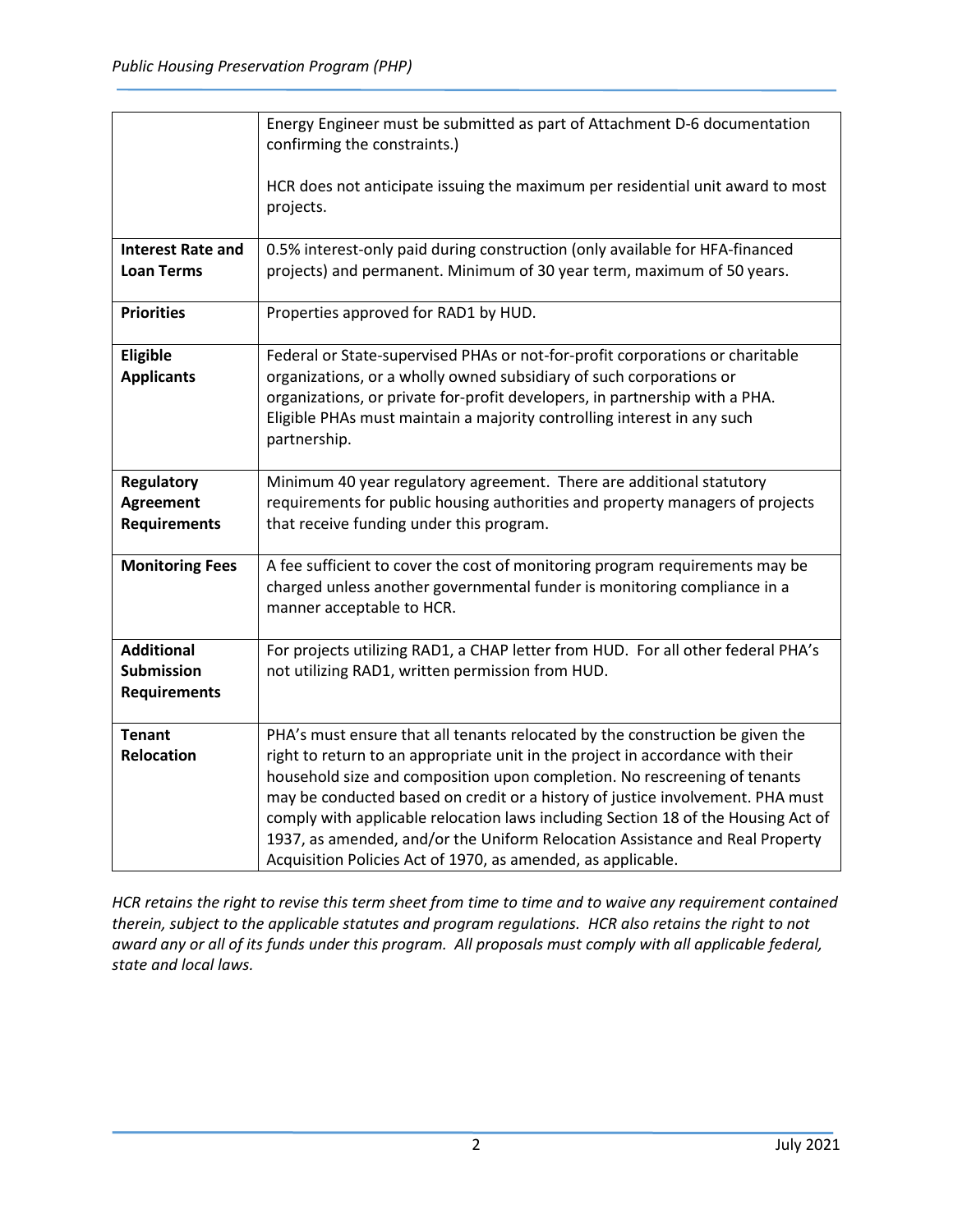| | |
|---|---|
| | Energy Engineer must be submitted as part of Attachment D-6 documentation confirming the constraints.)<br><br>HCR does not anticipate issuing the maximum per residential unit award to most projects. |
| **Interest Rate and Loan Terms** | 0.5% interest-only paid during construction (only available for HFA-financed projects) and permanent. Minimum of 30 year term, maximum of 50 years. |
| **Priorities** | Properties approved for RAD1 by HUD. |
| **Eligible Applicants** | Federal or State-supervised PHAs or not-for-profit corporations or charitable organizations, or a wholly owned subsidiary of such corporations or organizations, or private for-profit developers, in partnership with a PHA. Eligible PHAs must maintain a majority controlling interest in any such partnership. |
| **Regulatory Agreement Requirements** | Minimum 40 year regulatory agreement. There are additional statutory requirements for public housing authorities and property managers of projects that receive funding under this program. |
| **Monitoring Fees** | A fee sufficient to cover the cost of monitoring program requirements may be charged unless another governmental funder is monitoring compliance in a manner acceptable to HCR. |
| **Additional Submission Requirements** | For projects utilizing RAD1, a CHAP letter from HUD. For all other federal PHA's not utilizing RAD1, written permission from HUD. |
| **Tenant Relocation** | PHA's must ensure that all tenants relocated by the construction be given the right to return to an appropriate unit in the project in accordance with their household size and composition upon completion. No rescreening of tenants may be conducted based on credit or a history of justice involvement. PHA must comply with applicable relocation laws including Section 18 of the Housing Act of 1937, as amended, and/or the Uniform Relocation Assistance and Real Property Acquisition Policies Act of 1970, as amended, as applicable. |

*HCR retains the right to revise this term sheet from time to time and to waive any requirement contained therein, subject to the applicable statutes and program regulations. HCR also retains the right to not award any or all of its funds under this program. All proposals must comply with all applicable federal, state and local laws.*